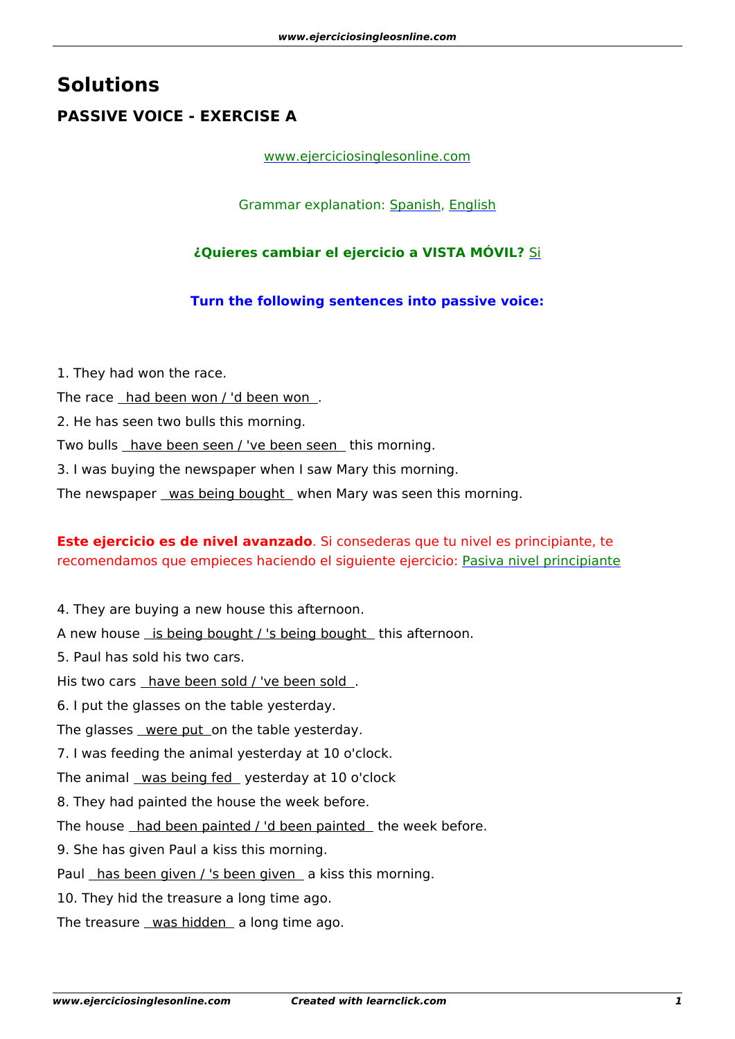# Solutions

## PASSIVE VOICE - EXERCISE A

www.ejerciciosinglesonline.com

Grammar explanation: Spanish, English

**¿Quieres cambiar el ejercicio a VISTA MÓVIL?** Si

**Turn the following sentences into passive voice:**

1. They had won the race.

The race _had been won / 'd been won_.

2. He has seen two bulls this morning.

Two bulls _have been seen / 've been seen_ this morning.

3. I was buying the newspaper when I saw Mary this morning.

The newspaper _was being bought_ when Mary was seen this morning.

**Este ejercicio es de nivel avanzado**. Si consederas que tu nivel es principiante, te recomendamos que empieces haciendo el siguiente ejercicio: Pasiva nivel principiante

4. They are buying a new house this afternoon.

A new house _is being bought / 's being bought_ this afternoon.

5. Paul has sold his two cars.

His two cars _have been sold / 've been sold_.

6. I put the glasses on the table yesterday.

The glasses _were put_ on the table yesterday.

7. I was feeding the animal yesterday at 10 o'clock.

The animal _was being fed_ yesterday at 10 o'clock

8. They had painted the house the week before.

The house _had been painted / 'd been painted_ the week before.

9. She has given Paul a kiss this morning.

Paul _has been given / 's been given_ a kiss this morning.

10. They hid the treasure a long time ago.

The treasure _was hidden_ a long time ago.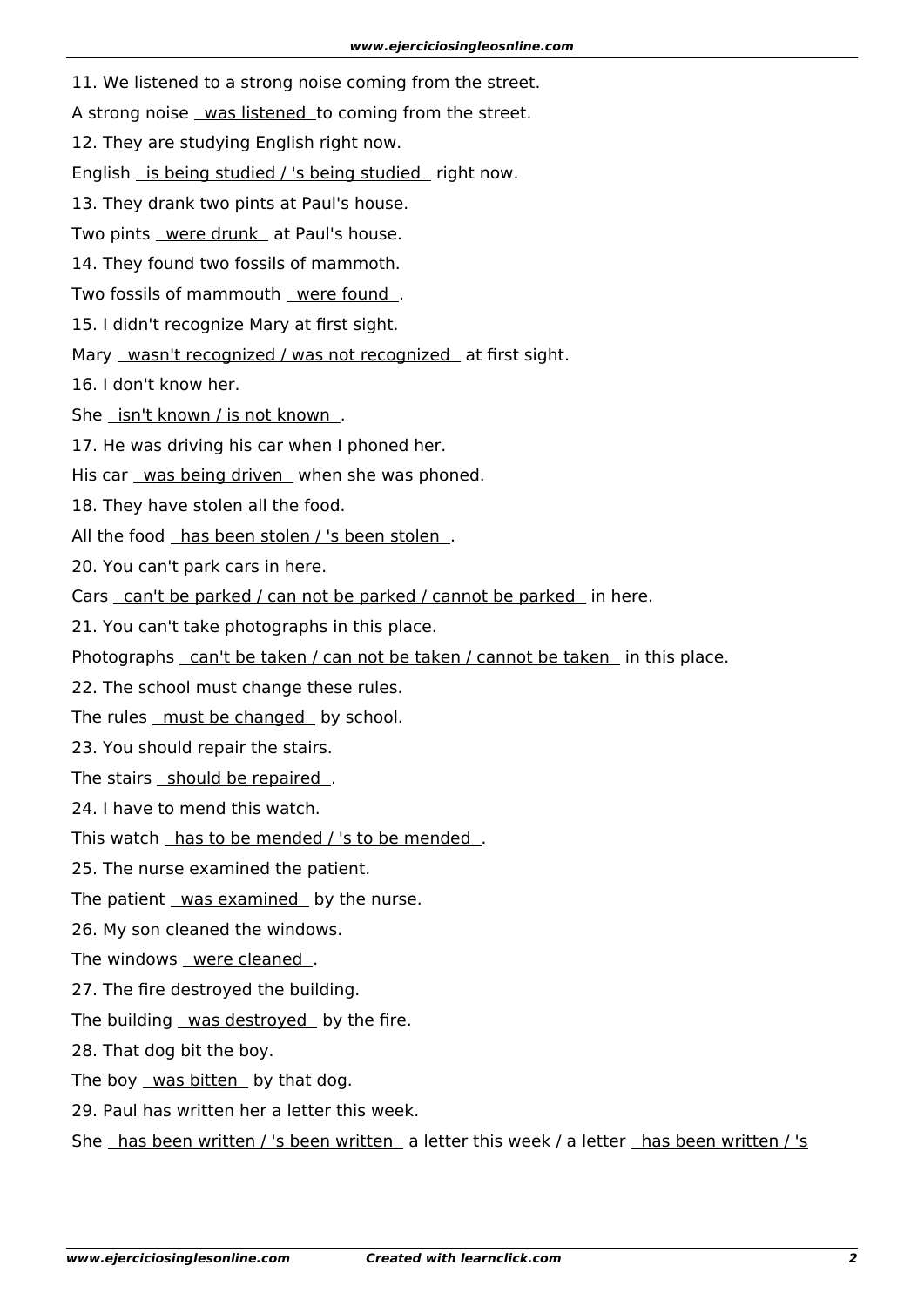11. We listened to a strong noise coming from the street.

A strong noise was listened to coming from the street.

12. They are studying English right now.

English is being studied / 's being studied right now.

13. They drank two pints at Paul's house.

Two pints were drunk at Paul's house.

14. They found two fossils of mammoth.

Two fossils of mammouth were found.

15. I didn't recognize Mary at first sight.

Mary wasn't recognized / was not recognized at first sight.

16. I don't know her.

She isn't known / is not known.

17. He was driving his car when I phoned her.

His car was being driven when she was phoned.

18. They have stolen all the food.

All the food has been stolen / 's been stolen.

20. You can't park cars in here.

Cars can't be parked / can not be parked / cannot be parked in here.

21. You can't take photographs in this place.

Photographs can't be taken / can not be taken / cannot be taken in this place.

22. The school must change these rules.

The rules must be changed by school.

23. You should repair the stairs.

The stairs should be repaired.

24. I have to mend this watch.

This watch has to be mended / 's to be mended.

25. The nurse examined the patient.

The patient was examined by the nurse.

26. My son cleaned the windows.

The windows were cleaned.

27. The fire destroyed the building.

The building was destroyed by the fire.

28. That dog bit the boy.

The boy was bitten by that dog.

29. Paul has written her a letter this week.

She has been written / 's been written a letter this week / a letter has been written / 's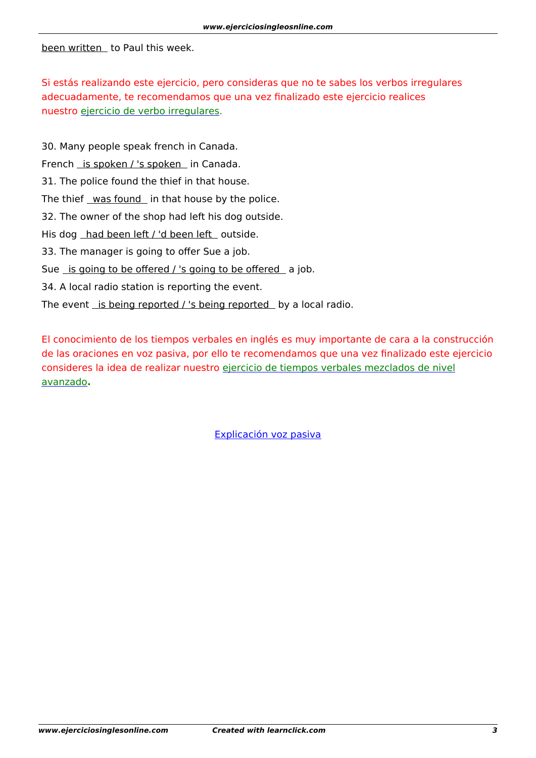been written to Paul this week.

Si estás realizando este ejercicio, pero consideras que no te sabes los verbos irregulares adecuadamente, te recomendamos que una vez finalizado este ejercicio realices nuestro ejercicio de verbo irregulares.

30. Many people speak french in Canada.

French is spoken / 's spoken in Canada.

31. The police found the thief in that house.

The thief was found in that house by the police.

32. The owner of the shop had left his dog outside.

His dog had been left / 'd been left outside.

33. The manager is going to offer Sue a job.

Sue is going to be offered / 's going to be offered a job.

34. A local radio station is reporting the event.

The event is being reported / 's being reported by a local radio.

El conocimiento de los tiempos verbales en inglés es muy importante de cara a la construcción de las oraciones en voz pasiva, por ello te recomendamos que una vez finalizado este ejercicio consideres la idea de realizar nuestro ejercicio de tiempos verbales mezclados de nivel avanzado**.**

Explicación voz pasiva